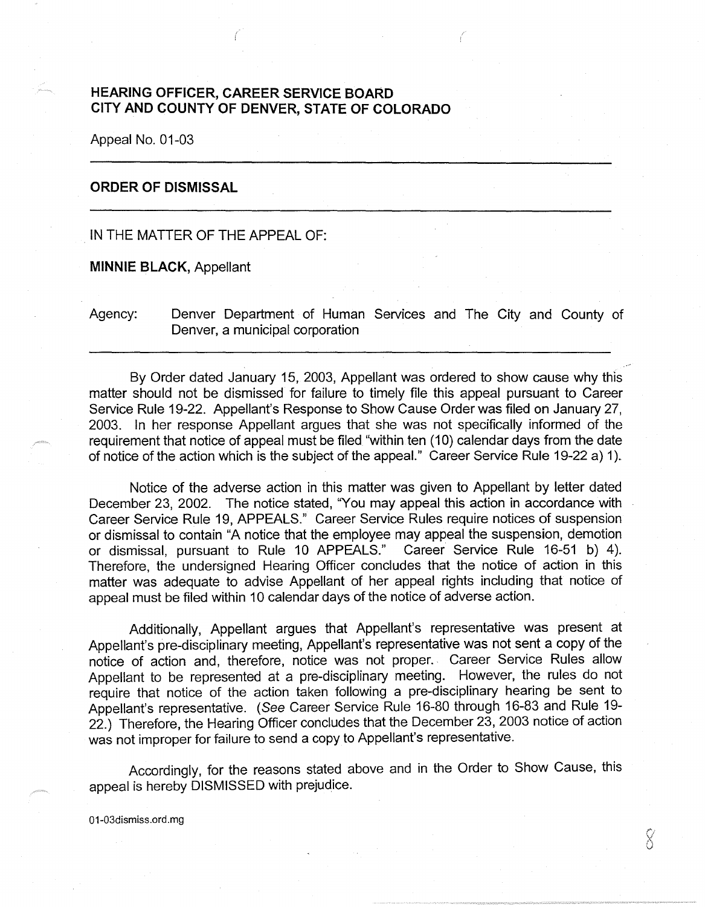**HEARING OFFICER, CAREER SERVICE BOARD**
**CITY AND COUNTY OF DENVER, STATE OF COLORADO**

Appeal No. 01-03

---

## ORDER OF DISMISSAL

---

IN THE MATTER OF THE APPEAL OF:

**MINNIE BLACK,** Appellant

Agency: Denver Department of Human Services and The City and County of Denver, a municipal corporation

---

By Order dated January 15, 2003, Appellant was ordered to show cause why this matter should not be dismissed for failure to timely file this appeal pursuant to Career Service Rule 19-22. Appellant's Response to Show Cause Order was filed on January 27, 2003. In her response Appellant argues that she was not specifically informed of the requirement that notice of appeal must be filed "within ten (10) calendar days from the date of notice of the action which is the subject of the appeal." Career Service Rule 19-22 a) 1).

Notice of the adverse action in this matter was given to Appellant by letter dated December 23, 2002. The notice stated, "You may appeal this action in accordance with Career Service Rule 19, APPEALS." Career Service Rules require notices of suspension or dismissal to contain "A notice that the employee may appeal the suspension, demotion or dismissal, pursuant to Rule 10 APPEALS." Career Service Rule 16-51 b) 4). Therefore, the undersigned Hearing Officer concludes that the notice of action in this matter was adequate to advise Appellant of her appeal rights including that notice of appeal must be filed within 10 calendar days of the notice of adverse action.

Additionally, Appellant argues that Appellant's representative was present at Appellant's pre-disciplinary meeting, Appellant's representative was not sent a copy of the notice of action and, therefore, notice was not proper. Career Service Rules allow Appellant to be represented at a pre-disciplinary meeting. However, the rules do not require that notice of the action taken following a pre-disciplinary hearing be sent to Appellant's representative. (*See* Career Service Rule 16-80 through 16-83 and Rule 19-22.) Therefore, the Hearing Officer concludes that the December 23, 2003 notice of action was not improper for failure to send a copy to Appellant's representative.

Accordingly, for the reasons stated above and in the Order to Show Cause, this appeal is hereby DISMISSED with prejudice.

01-03dismiss.ord.mg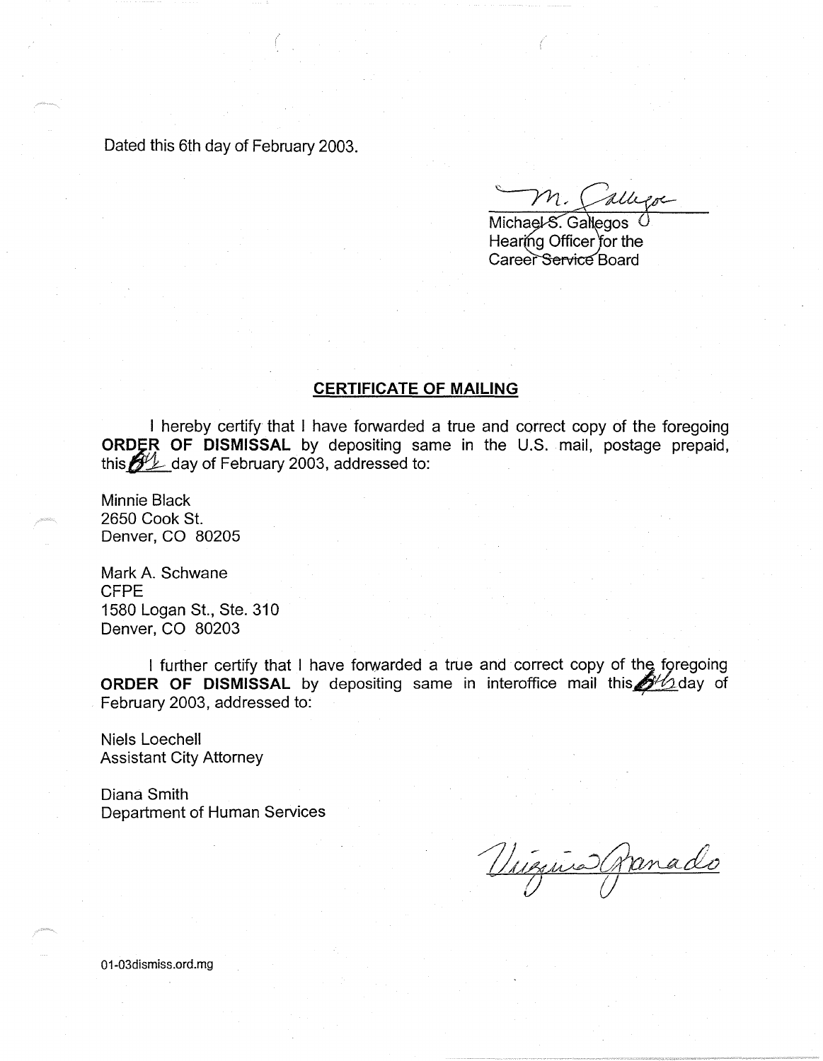Dated this 6th day of February 2003.

Michael S. Gallegos
Hearing Officer for the
Career Service Board

## CERTIFICATE OF MAILING

I hereby certify that I have forwarded a true and correct copy of the foregoing **ORDER OF DISMISSAL** by depositing same in the U.S. mail, postage prepaid, this 6th day of February 2003, addressed to:

Minnie Black
2650 Cook St.
Denver, CO 80205

Mark A. Schwane
CFPE
1580 Logan St., Ste. 310
Denver, CO 80203

I further certify that I have forwarded a true and correct copy of the foregoing **ORDER OF DISMISSAL** by depositing same in interoffice mail this 6th day of February 2003, addressed to:

Niels Loechell
Assistant City Attorney

Diana Smith
Department of Human Services

Virginia Granado

01-03dismiss.ord.mg